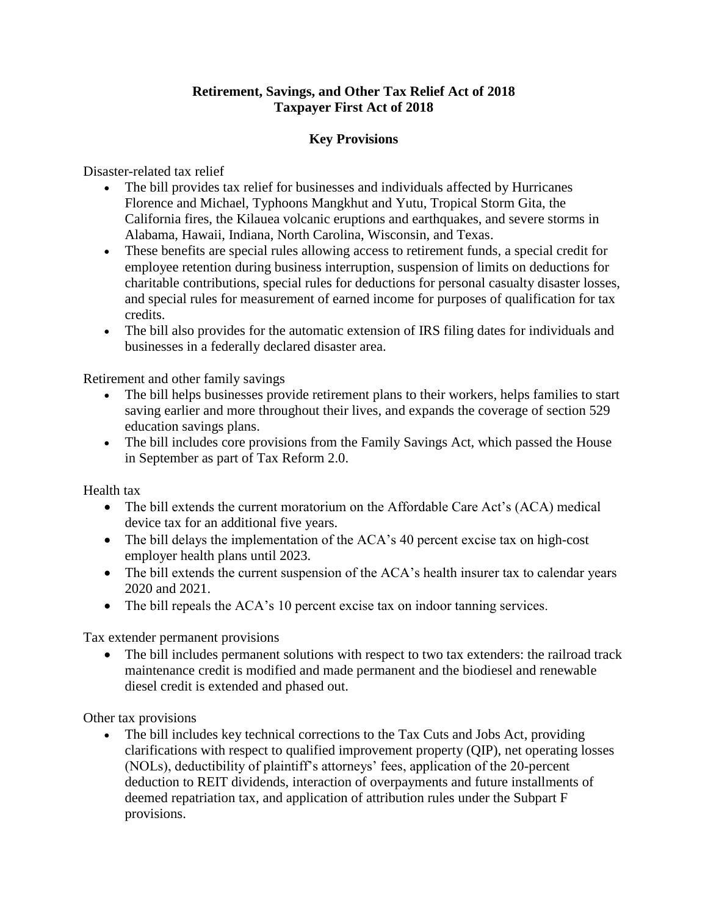# Retirement, Savings, and Other Tax Relief Act of 2018
# Taxpayer First Act of 2018

## Key Provisions

Disaster-related tax relief

- The bill provides tax relief for businesses and individuals affected by Hurricanes Florence and Michael, Typhoons Mangkhut and Yutu, Tropical Storm Gita, the California fires, the Kilauea volcanic eruptions and earthquakes, and severe storms in Alabama, Hawaii, Indiana, North Carolina, Wisconsin, and Texas.
- These benefits are special rules allowing access to retirement funds, a special credit for employee retention during business interruption, suspension of limits on deductions for charitable contributions, special rules for deductions for personal casualty disaster losses, and special rules for measurement of earned income for purposes of qualification for tax credits.
- The bill also provides for the automatic extension of IRS filing dates for individuals and businesses in a federally declared disaster area.

Retirement and other family savings

- The bill helps businesses provide retirement plans to their workers, helps families to start saving earlier and more throughout their lives, and expands the coverage of section 529 education savings plans.
- The bill includes core provisions from the Family Savings Act, which passed the House in September as part of Tax Reform 2.0.

Health tax

- The bill extends the current moratorium on the Affordable Care Act's (ACA) medical device tax for an additional five years.
- The bill delays the implementation of the ACA's 40 percent excise tax on high-cost employer health plans until 2023.
- The bill extends the current suspension of the ACA's health insurer tax to calendar years 2020 and 2021.
- The bill repeals the ACA's 10 percent excise tax on indoor tanning services.

Tax extender permanent provisions

- The bill includes permanent solutions with respect to two tax extenders: the railroad track maintenance credit is modified and made permanent and the biodiesel and renewable diesel credit is extended and phased out.

Other tax provisions

- The bill includes key technical corrections to the Tax Cuts and Jobs Act, providing clarifications with respect to qualified improvement property (QIP), net operating losses (NOLs), deductibility of plaintiff's attorneys' fees, application of the 20-percent deduction to REIT dividends, interaction of overpayments and future installments of deemed repatriation tax, and application of attribution rules under the Subpart F provisions.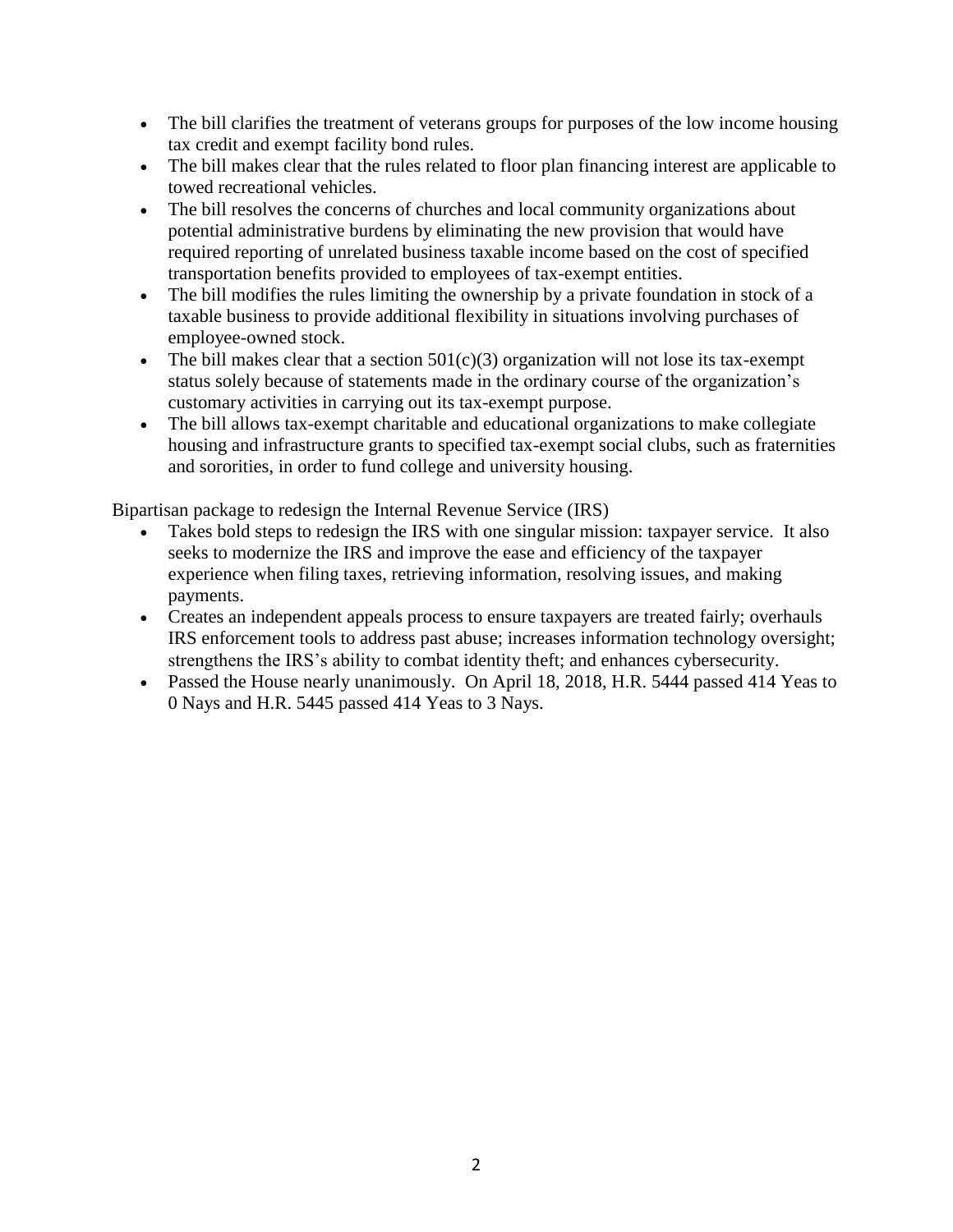- The bill clarifies the treatment of veterans groups for purposes of the low income housing tax credit and exempt facility bond rules.
- The bill makes clear that the rules related to floor plan financing interest are applicable to towed recreational vehicles.
- The bill resolves the concerns of churches and local community organizations about potential administrative burdens by eliminating the new provision that would have required reporting of unrelated business taxable income based on the cost of specified transportation benefits provided to employees of tax-exempt entities.
- The bill modifies the rules limiting the ownership by a private foundation in stock of a taxable business to provide additional flexibility in situations involving purchases of employee-owned stock.
- The bill makes clear that a section 501(c)(3) organization will not lose its tax-exempt status solely because of statements made in the ordinary course of the organization's customary activities in carrying out its tax-exempt purpose.
- The bill allows tax-exempt charitable and educational organizations to make collegiate housing and infrastructure grants to specified tax-exempt social clubs, such as fraternities and sororities, in order to fund college and university housing.

Bipartisan package to redesign the Internal Revenue Service (IRS)

- Takes bold steps to redesign the IRS with one singular mission: taxpayer service. It also seeks to modernize the IRS and improve the ease and efficiency of the taxpayer experience when filing taxes, retrieving information, resolving issues, and making payments.
- Creates an independent appeals process to ensure taxpayers are treated fairly; overhauls IRS enforcement tools to address past abuse; increases information technology oversight; strengthens the IRS's ability to combat identity theft; and enhances cybersecurity.
- Passed the House nearly unanimously. On April 18, 2018, H.R. 5444 passed 414 Yeas to 0 Nays and H.R. 5445 passed 414 Yeas to 3 Nays.